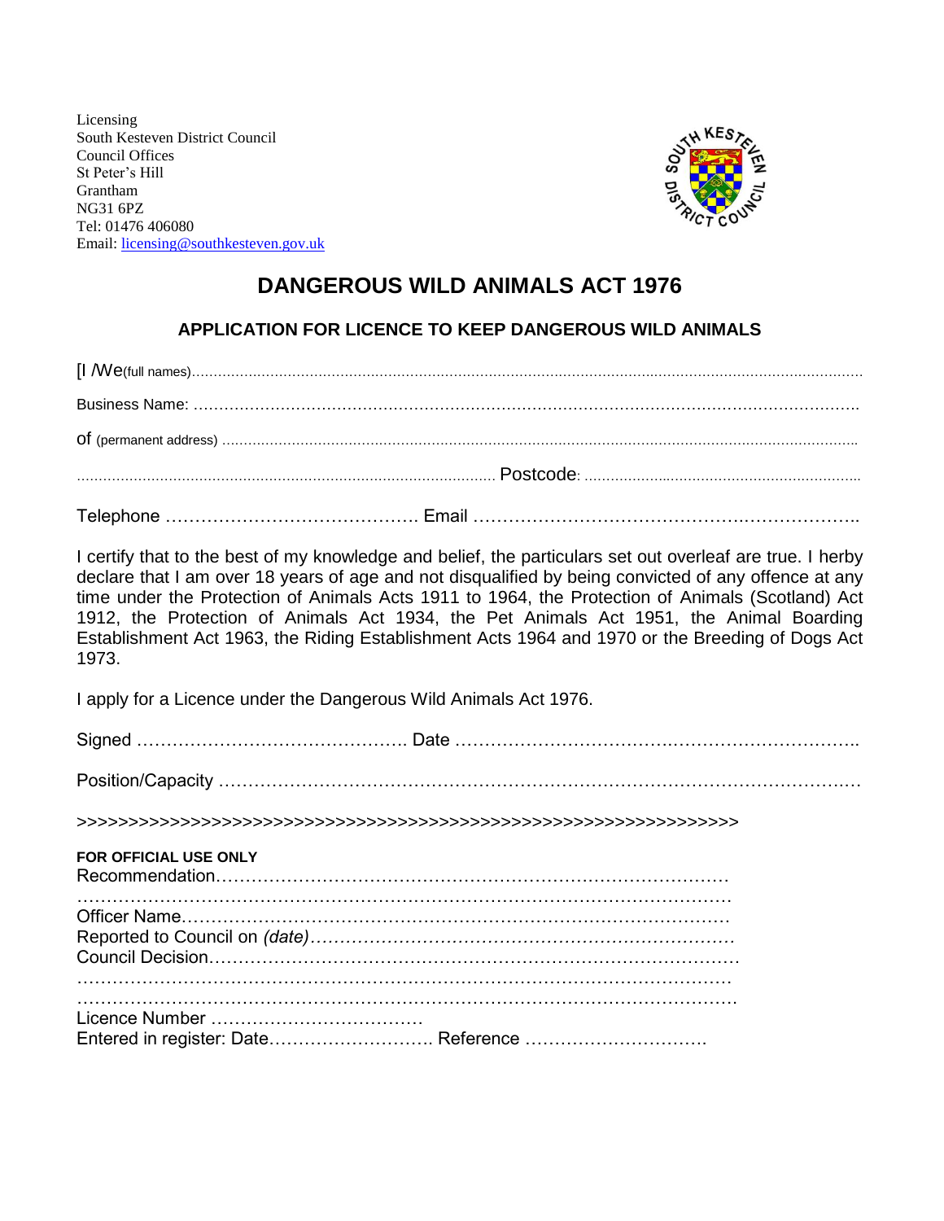Licensing
South Kesteven District Council
Council Offices
St Peter's Hill
Grantham
NG31 6PZ
Tel: 01476 406080
Email: licensing@southkesteven.gov.uk

# DANGEROUS WILD ANIMALS ACT 1976

## APPLICATION FOR LICENCE TO KEEP DANGEROUS WILD ANIMALS

[I /We(full names)……………………………………………………………………………………………………………………

Business Name: ……………………………………………………………………………………………………………

of (permanent address) ………………………………………………………………………………………………………………

…………………………………………………………………………………… Postcode: ……………………………………………………

Telephone ……………………………………. Email …………………………………………….………………..

I certify that to the best of my knowledge and belief, the particulars set out overleaf are true. I herby declare that I am over 18 years of age and not disqualified by being convicted of any offence at any time under the Protection of Animals Acts 1911 to 1964, the Protection of Animals (Scotland) Act 1912, the Protection of Animals Act 1934, the Pet Animals Act 1951, the Animal Boarding Establishment Act 1963, the Riding Establishment Acts 1964 and 1970 or the Breeding of Dogs Act 1973.

I apply for a Licence under the Dangerous Wild Animals Act 1976.

Signed ………………………………………. Date ……………………………………………………………..

Position/Capacity ……………………………………………………………………………………………….…

>>>>>>>>>>>>>>>>>>>>>>>>>>>>>>>>>>>>>>>>>>>>>>>>>>>>>>>>>>>>>>>>>

**FOR OFFICIAL USE ONLY**

Recommendation……………………………………………………………………………

……………………………………………………………………………………………….

Officer Name………………………………………………………………………………

Reported to Council on *(date)*……………………………………………………………

Council Decision…………………………………………………………………………….

……………………………………………………………………………………………….

……………………………………………………………………………………………….

Licence Number ………………………………

Entered in register: Date………………………. Reference ………………………….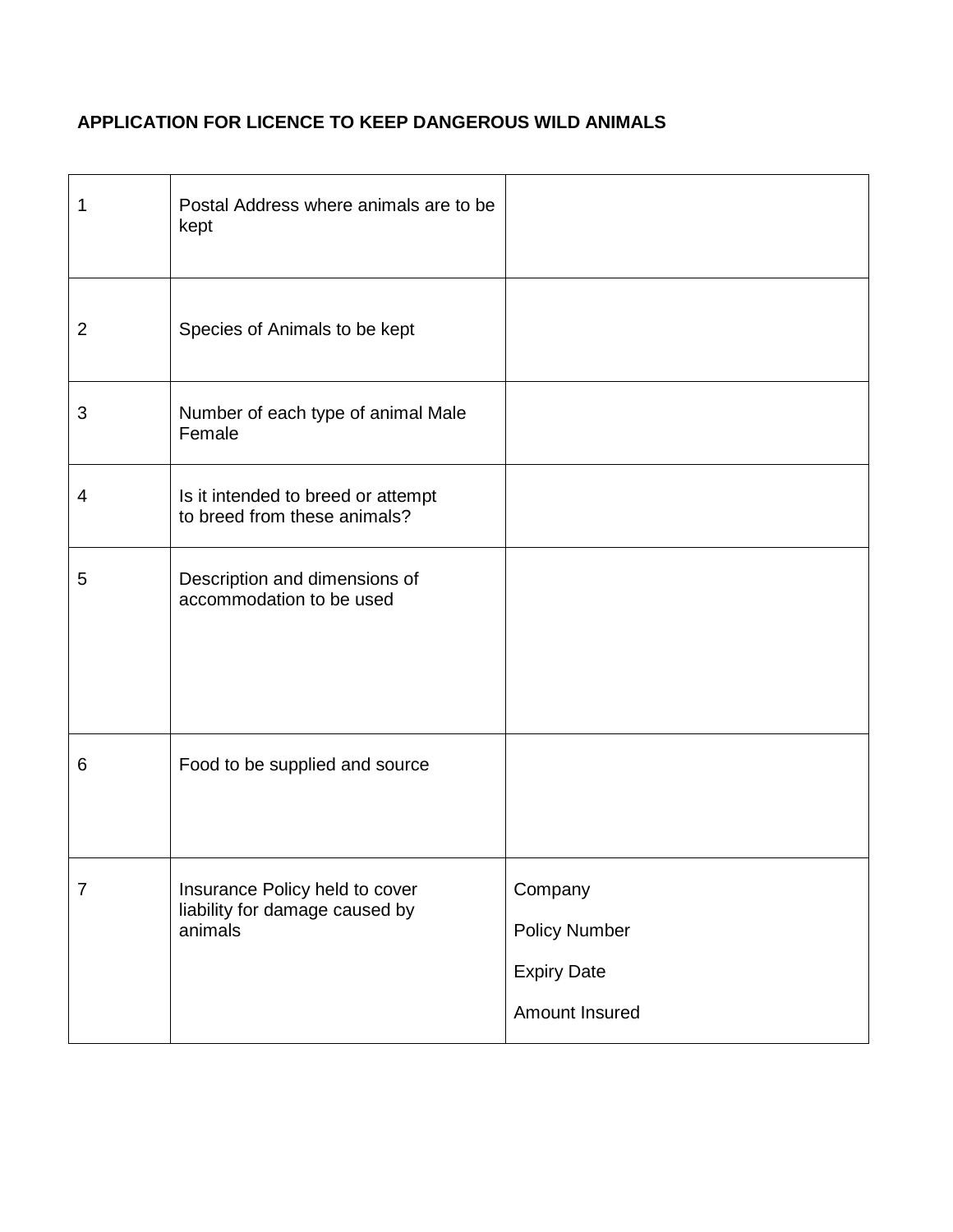**APPLICATION FOR LICENCE TO KEEP DANGEROUS WILD ANIMALS**

| | | |
|---|---|---|
| 1 | Postal Address where animals are to be kept | |
| 2 | Species of Animals to be kept | |
| 3 | Number of each type of animal Male Female | |
| 4 | Is it intended to breed or attempt to breed from these animals? | |
| 5 | Description and dimensions of accommodation to be used | |
| 6 | Food to be supplied and source | |
| 7 | Insurance Policy held to cover liability for damage caused by animals | Company<br><br>Policy Number<br><br>Expiry Date<br><br>Amount Insured |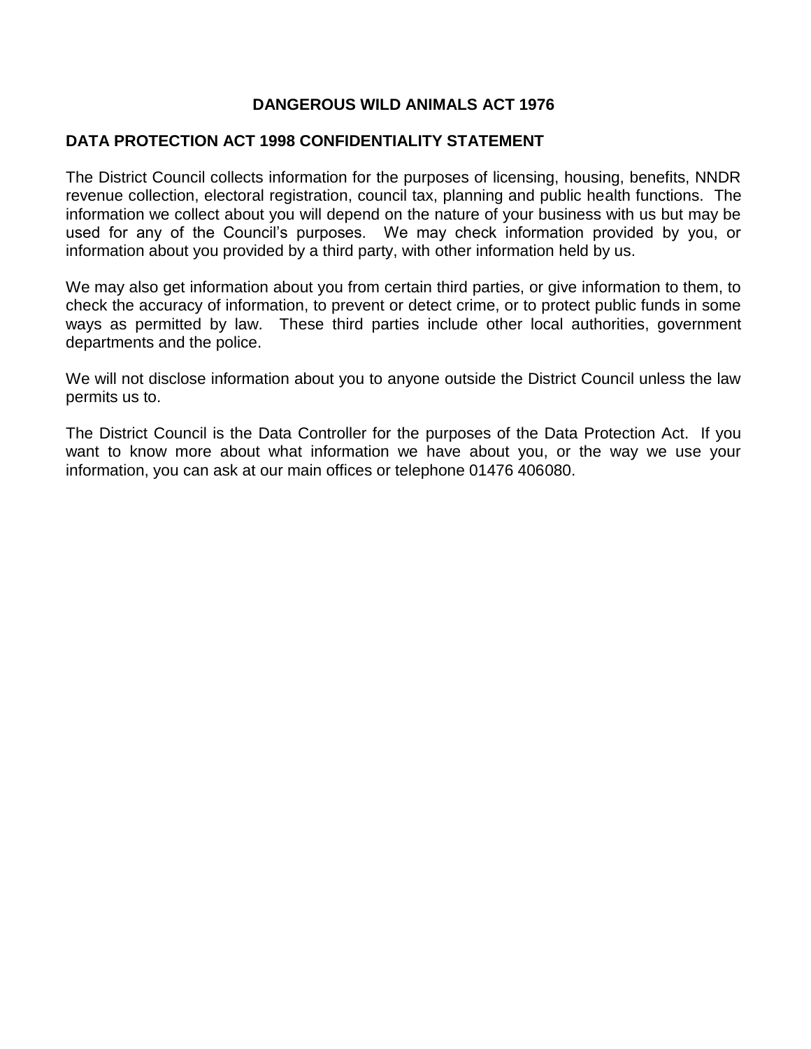# DANGEROUS WILD ANIMALS ACT 1976

## DATA PROTECTION ACT 1998 CONFIDENTIALITY STATEMENT

The District Council collects information for the purposes of licensing, housing, benefits, NNDR revenue collection, electoral registration, council tax, planning and public health functions. The information we collect about you will depend on the nature of your business with us but may be used for any of the Council's purposes. We may check information provided by you, or information about you provided by a third party, with other information held by us.

We may also get information about you from certain third parties, or give information to them, to check the accuracy of information, to prevent or detect crime, or to protect public funds in some ways as permitted by law. These third parties include other local authorities, government departments and the police.

We will not disclose information about you to anyone outside the District Council unless the law permits us to.

The District Council is the Data Controller for the purposes of the Data Protection Act. If you want to know more about what information we have about you, or the way we use your information, you can ask at our main offices or telephone 01476 406080.